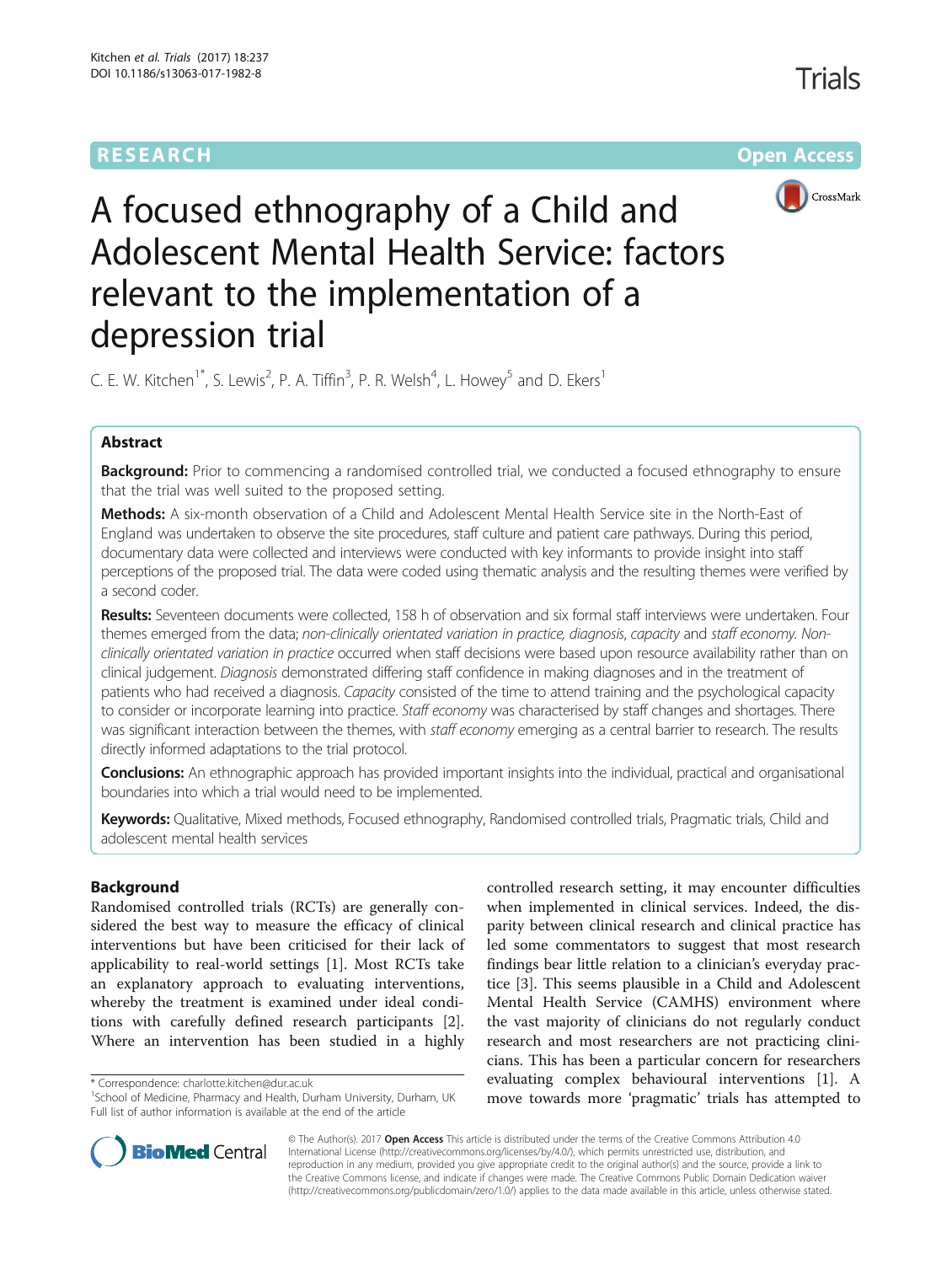RESEARCH Open Access

# A focused ethnography of a Child and Adolescent Mental Health Service: factors relevant to the implementation of a depression trial

C. E. W. Kitchen[1*], S. Lewis[2], P. A. Tiffin[3], P. R. Welsh[4], L. Howey[5] and D. Ekers[1]

## Abstract

**Background:** Prior to commencing a randomised controlled trial, we conducted a focused ethnography to ensure that the trial was well suited to the proposed setting.

**Methods:** A six-month observation of a Child and Adolescent Mental Health Service site in the North-East of England was undertaken to observe the site procedures, staff culture and patient care pathways. During this period, documentary data were collected and interviews were conducted with key informants to provide insight into staff perceptions of the proposed trial. The data were coded using thematic analysis and the resulting themes were verified by a second coder.

**Results:** Seventeen documents were collected, 158 h of observation and six formal staff interviews were undertaken. Four themes emerged from the data; *non-clinically orientated variation in practice, diagnosis, capacity* and *staff economy*. *Non-clinically orientated variation in practice* occurred when staff decisions were based upon resource availability rather than on clinical judgement. *Diagnosis* demonstrated differing staff confidence in making diagnoses and in the treatment of patients who had received a diagnosis. *Capacity* consisted of the time to attend training and the psychological capacity to consider or incorporate learning into practice. *Staff economy* was characterised by staff changes and shortages. There was significant interaction between the themes, with *staff economy* emerging as a central barrier to research. The results directly informed adaptations to the trial protocol.

**Conclusions:** An ethnographic approach has provided important insights into the individual, practical and organisational boundaries into which a trial would need to be implemented.

**Keywords:** Qualitative, Mixed methods, Focused ethnography, Randomised controlled trials, Pragmatic trials, Child and adolescent mental health services

## Background

Randomised controlled trials (RCTs) are generally considered the best way to measure the efficacy of clinical interventions but have been criticised for their lack of applicability to real-world settings [1]. Most RCTs take an explanatory approach to evaluating interventions, whereby the treatment is examined under ideal conditions with carefully defined research participants [2]. Where an intervention has been studied in a highly controlled research setting, it may encounter difficulties when implemented in clinical services. Indeed, the disparity between clinical research and clinical practice has led some commentators to suggest that most research findings bear little relation to a clinician's everyday practice [3]. This seems plausible in a Child and Adolescent Mental Health Service (CAMHS) environment where the vast majority of clinicians do not regularly conduct research and most researchers are not practicing clinicians. This has been a particular concern for researchers evaluating complex behavioural interventions [1]. A move towards more 'pragmatic' trials has attempted to

\* Correspondence: charlotte.kitchen@dur.ac.uk
[1]School of Medicine, Pharmacy and Health, Durham University, Durham, UK
Full list of author information is available at the end of the article

© The Author(s). 2017 **Open Access** This article is distributed under the terms of the Creative Commons Attribution 4.0 International License (http://creativecommons.org/licenses/by/4.0/), which permits unrestricted use, distribution, and reproduction in any medium, provided you give appropriate credit to the original author(s) and the source, provide a link to the Creative Commons license, and indicate if changes were made. The Creative Commons Public Domain Dedication waiver (http://creativecommons.org/publicdomain/zero/1.0/) applies to the data made available in this article, unless otherwise stated.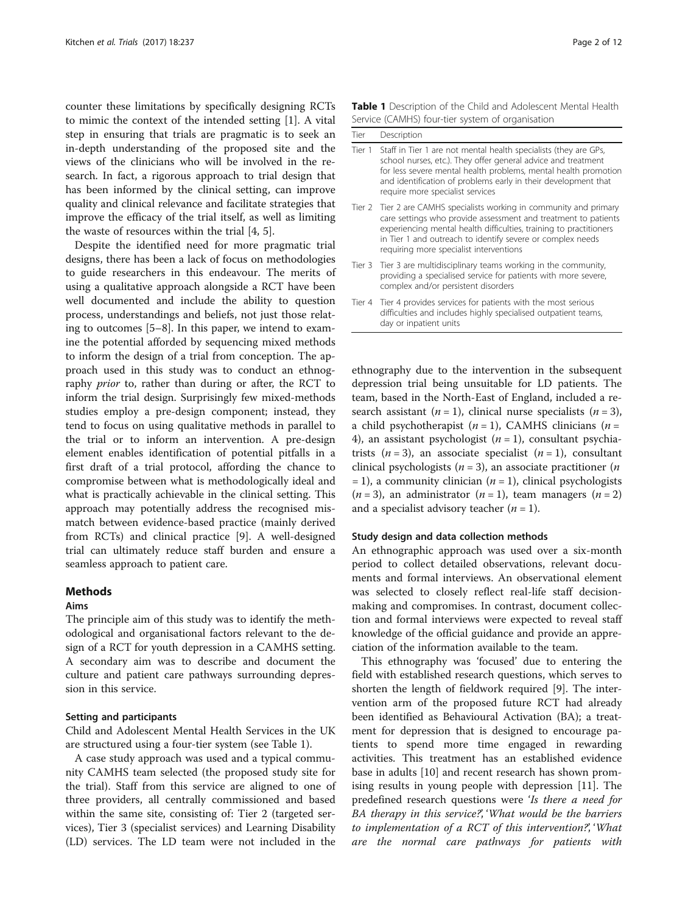counter these limitations by specifically designing RCTs to mimic the context of the intended setting [1]. A vital step in ensuring that trials are pragmatic is to seek an in-depth understanding of the proposed site and the views of the clinicians who will be involved in the research. In fact, a rigorous approach to trial design that has been informed by the clinical setting, can improve quality and clinical relevance and facilitate strategies that improve the efficacy of the trial itself, as well as limiting the waste of resources within the trial [4, 5].

Despite the identified need for more pragmatic trial designs, there has been a lack of focus on methodologies to guide researchers in this endeavour. The merits of using a qualitative approach alongside a RCT have been well documented and include the ability to question process, understandings and beliefs, not just those relating to outcomes [5–8]. In this paper, we intend to examine the potential afforded by sequencing mixed methods to inform the design of a trial from conception. The approach used in this study was to conduct an ethnography *prior* to, rather than during or after, the RCT to inform the trial design. Surprisingly few mixed-methods studies employ a pre-design component; instead, they tend to focus on using qualitative methods in parallel to the trial or to inform an intervention. A pre-design element enables identification of potential pitfalls in a first draft of a trial protocol, affording the chance to compromise between what is methodologically ideal and what is practically achievable in the clinical setting. This approach may potentially address the recognised mismatch between evidence-based practice (mainly derived from RCTs) and clinical practice [9]. A well-designed trial can ultimately reduce staff burden and ensure a seamless approach to patient care.

## Methods

### Aims

The principle aim of this study was to identify the methodological and organisational factors relevant to the design of a RCT for youth depression in a CAMHS setting. A secondary aim was to describe and document the culture and patient care pathways surrounding depression in this service.

### Setting and participants

Child and Adolescent Mental Health Services in the UK are structured using a four-tier system (see Table 1).

**Table 1** Description of the Child and Adolescent Mental Health Service (CAMHS) four-tier system of organisation

| Tier | Description |
|---|---|
| Tier 1 | Staff in Tier 1 are not mental health specialists (they are GPs, school nurses, etc.). They offer general advice and treatment for less severe mental health problems, mental health promotion and identification of problems early in their development that require more specialist services |
| Tier 2 | Tier 2 are CAMHS specialists working in community and primary care settings who provide assessment and treatment to patients experiencing mental health difficulties, training to practitioners in Tier 1 and outreach to identify severe or complex needs requiring more specialist interventions |
| Tier 3 | Tier 3 are multidisciplinary teams working in the community, providing a specialised service for patients with more severe, complex and/or persistent disorders |
| Tier 4 | Tier 4 provides services for patients with the most serious difficulties and includes highly specialised outpatient teams, day or inpatient units |

A case study approach was used and a typical community CAMHS team selected (the proposed study site for the trial). Staff from this service are aligned to one of three providers, all centrally commissioned and based within the same site, consisting of: Tier 2 (targeted services), Tier 3 (specialist services) and Learning Disability (LD) services. The LD team were not included in the ethnography due to the intervention in the subsequent depression trial being unsuitable for LD patients. The team, based in the North-East of England, included a research assistant ($n = 1$), clinical nurse specialists ($n = 3$), a child psychotherapist ($n = 1$), CAMHS clinicians ($n = 4$), an assistant psychologist ($n = 1$), consultant psychiatrists ($n = 3$), an associate specialist ($n = 1$), consultant clinical psychologists ($n = 3$), an associate practitioner ($n = 1$), a community clinician ($n = 1$), clinical psychologists ($n = 3$), an administrator ($n = 1$), team managers ($n = 2$) and a specialist advisory teacher ($n = 1$).

### Study design and data collection methods

An ethnographic approach was used over a six-month period to collect detailed observations, relevant documents and formal interviews. An observational element was selected to closely reflect real-life staff decision-making and compromises. In contrast, document collection and formal interviews were expected to reveal staff knowledge of the official guidance and provide an appreciation of the information available to the team.

This ethnography was 'focused' due to entering the field with established research questions, which serves to shorten the length of fieldwork required [9]. The intervention arm of the proposed future RCT had already been identified as Behavioural Activation (BA); a treatment for depression that is designed to encourage patients to spend more time engaged in rewarding activities. This treatment has an established evidence base in adults [10] and recent research has shown promising results in young people with depression [11]. The predefined research questions were '*Is there a need for BA therapy in this service?*', '*What would be the barriers to implementation of a RCT of this intervention?*', '*What are the normal care pathways for patients with*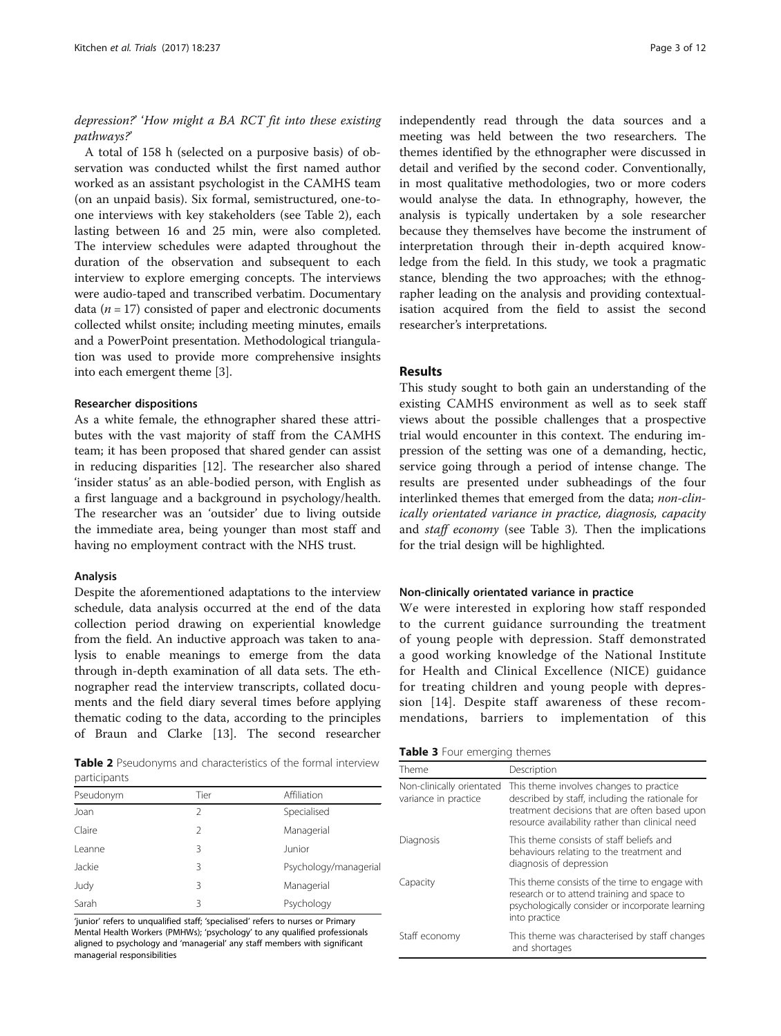*depression?*' '*How might a BA RCT fit into these existing pathways?*'

A total of 158 h (selected on a purposive basis) of observation was conducted whilst the first named author worked as an assistant psychologist in the CAMHS team (on an unpaid basis). Six formal, semistructured, one-to-one interviews with key stakeholders (see Table 2), each lasting between 16 and 25 min, were also completed. The interview schedules were adapted throughout the duration of the observation and subsequent to each interview to explore emerging concepts. The interviews were audio-taped and transcribed verbatim. Documentary data ($n = 17$) consisted of paper and electronic documents collected whilst onsite; including meeting minutes, emails and a PowerPoint presentation. Methodological triangulation was used to provide more comprehensive insights into each emergent theme [3].

#### Researcher dispositions

As a white female, the ethnographer shared these attributes with the vast majority of staff from the CAMHS team; it has been proposed that shared gender can assist in reducing disparities [12]. The researcher also shared 'insider status' as an able-bodied person, with English as a first language and a background in psychology/health. The researcher was an 'outsider' due to living outside the immediate area, being younger than most staff and having no employment contract with the NHS trust.

#### Analysis

Despite the aforementioned adaptations to the interview schedule, data analysis occurred at the end of the data collection period drawing on experiential knowledge from the field. An inductive approach was taken to analysis to enable meanings to emerge from the data through in-depth examination of all data sets. The ethnographer read the interview transcripts, collated documents and the field diary several times before applying thematic coding to the data, according to the principles of Braun and Clarke [13]. The second researcher independently read through the data sources and a meeting was held between the two researchers. The themes identified by the ethnographer were discussed in detail and verified by the second coder. Conventionally, in most qualitative methodologies, two or more coders would analyse the data. In ethnography, however, the analysis is typically undertaken by a sole researcher because they themselves have become the instrument of interpretation through their in-depth acquired knowledge from the field. In this study, we took a pragmatic stance, blending the two approaches; with the ethnographer leading on the analysis and providing contextualisation acquired from the field to assist the second researcher's interpretations.

**Table 2** Pseudonyms and characteristics of the formal interview participants

| Pseudonym | Tier | Affiliation |
|---|---|---|
| Joan | 2 | Specialised |
| Claire | 2 | Managerial |
| Leanne | 3 | Junior |
| Jackie | 3 | Psychology/managerial |
| Judy | 3 | Managerial |
| Sarah | 3 | Psychology |

'junior' refers to unqualified staff; 'specialised' refers to nurses or Primary Mental Health Workers (PMHWs); 'psychology' to any qualified professionals aligned to psychology and 'managerial' any staff members with significant managerial responsibilities

## Results

This study sought to both gain an understanding of the existing CAMHS environment as well as to seek staff views about the possible challenges that a prospective trial would encounter in this context. The enduring impression of the setting was one of a demanding, hectic, service going through a period of intense change. The results are presented under subheadings of the four interlinked themes that emerged from the data; *non-clinically orientated variance in practice, diagnosis, capacity* and *staff economy* (see Table 3). Then the implications for the trial design will be highlighted.

#### Non-clinically orientated variance in practice

We were interested in exploring how staff responded to the current guidance surrounding the treatment of young people with depression. Staff demonstrated a good working knowledge of the National Institute for Health and Clinical Excellence (NICE) guidance for treating children and young people with depression [14]. Despite staff awareness of these recommendations, barriers to implementation of this

**Table 3** Four emerging themes

| Theme | Description |
|---|---|
| Non-clinically orientated variance in practice | This theme involves changes to practice described by staff, including the rationale for treatment decisions that are often based upon resource availability rather than clinical need |
| Diagnosis | This theme consists of staff beliefs and behaviours relating to the treatment and diagnosis of depression |
| Capacity | This theme consists of the time to engage with research or to attend training and space to psychologically consider or incorporate learning into practice |
| Staff economy | This theme was characterised by staff changes and shortages |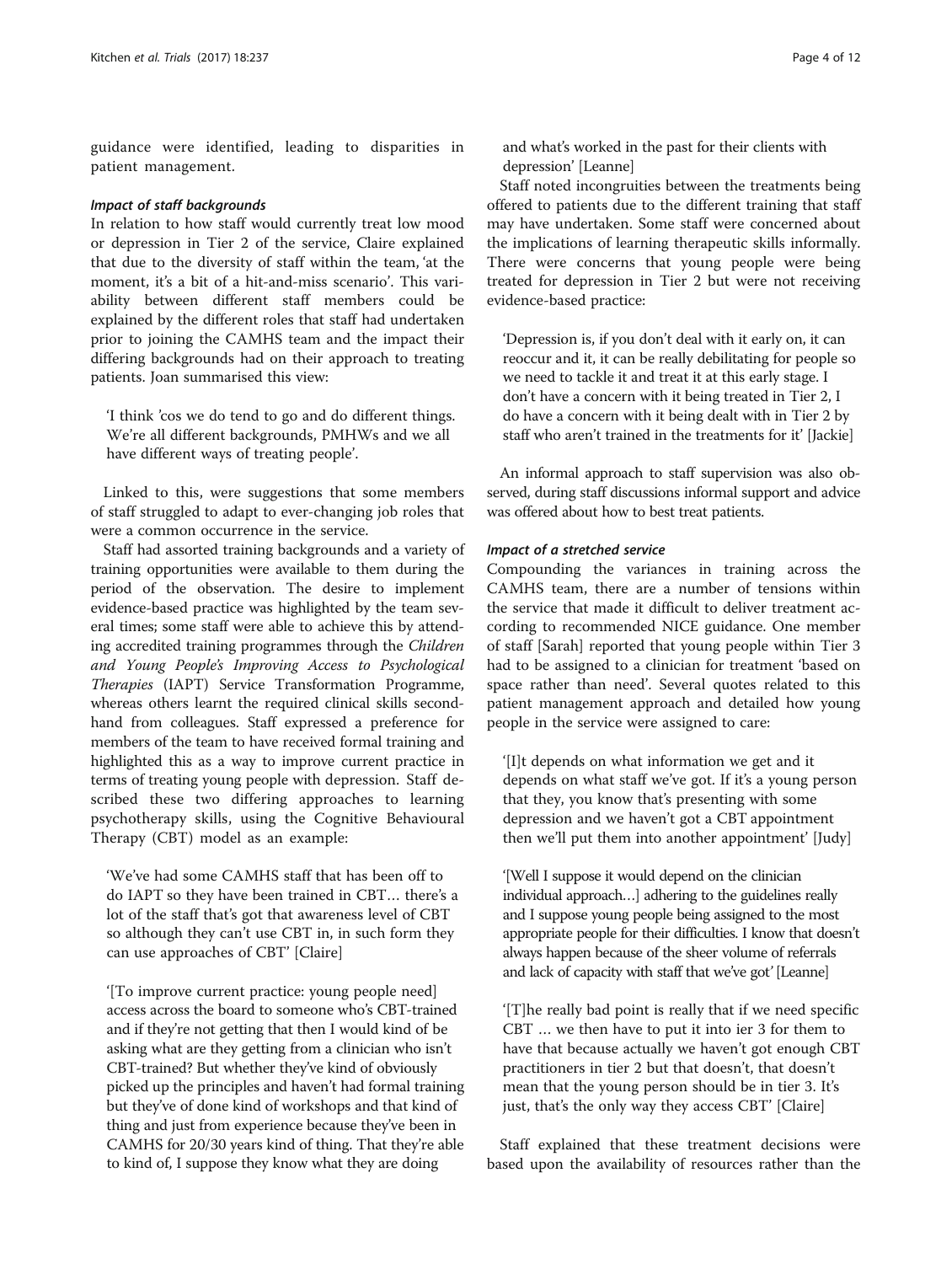guidance were identified, leading to disparities in patient management.

#### *Impact of staff backgrounds*

In relation to how staff would currently treat low mood or depression in Tier 2 of the service, Claire explained that due to the diversity of staff within the team, 'at the moment, it's a bit of a hit-and-miss scenario'. This variability between different staff members could be explained by the different roles that staff had undertaken prior to joining the CAMHS team and the impact their differing backgrounds had on their approach to treating patients. Joan summarised this view:

> 'I think 'cos we do tend to go and do different things. We're all different backgrounds, PMHWs and we all have different ways of treating people'.

Linked to this, were suggestions that some members of staff struggled to adapt to ever-changing job roles that were a common occurrence in the service.

Staff had assorted training backgrounds and a variety of training opportunities were available to them during the period of the observation. The desire to implement evidence-based practice was highlighted by the team several times; some staff were able to achieve this by attending accredited training programmes through the *Children and Young People's Improving Access to Psychological Therapies* (IAPT) Service Transformation Programme, whereas others learnt the required clinical skills second-hand from colleagues. Staff expressed a preference for members of the team to have received formal training and highlighted this as a way to improve current practice in terms of treating young people with depression. Staff described these two differing approaches to learning psychotherapy skills, using the Cognitive Behavioural Therapy (CBT) model as an example:

> 'We've had some CAMHS staff that has been off to do IAPT so they have been trained in CBT… there's a lot of the staff that's got that awareness level of CBT so although they can't use CBT in, in such form they can use approaches of CBT' [Claire]

> '[To improve current practice: young people need] access across the board to someone who's CBT-trained and if they're not getting that then I would kind of be asking what are they getting from a clinician who isn't CBT-trained? But whether they've kind of obviously picked up the principles and haven't had formal training but they've of done kind of workshops and that kind of thing and just from experience because they've been in CAMHS for 20/30 years kind of thing. That they're able to kind of, I suppose they know what they are doing and what's worked in the past for their clients with depression' [Leanne]

Staff noted incongruities between the treatments being offered to patients due to the different training that staff may have undertaken. Some staff were concerned about the implications of learning therapeutic skills informally. There were concerns that young people were being treated for depression in Tier 2 but were not receiving evidence-based practice:

> 'Depression is, if you don't deal with it early on, it can reoccur and it, it can be really debilitating for people so we need to tackle it and treat it at this early stage. I don't have a concern with it being treated in Tier 2, I do have a concern with it being dealt with in Tier 2 by staff who aren't trained in the treatments for it' [Jackie]

An informal approach to staff supervision was also observed, during staff discussions informal support and advice was offered about how to best treat patients.

#### *Impact of a stretched service*

Compounding the variances in training across the CAMHS team, there are a number of tensions within the service that made it difficult to deliver treatment according to recommended NICE guidance. One member of staff [Sarah] reported that young people within Tier 3 had to be assigned to a clinician for treatment 'based on space rather than need'. Several quotes related to this patient management approach and detailed how young people in the service were assigned to care:

> '[I]t depends on what information we get and it depends on what staff we've got. If it's a young person that they, you know that's presenting with some depression and we haven't got a CBT appointment then we'll put them into another appointment' [Judy]

> '[Well I suppose it would depend on the clinician individual approach…] adhering to the guidelines really and I suppose young people being assigned to the most appropriate people for their difficulties. I know that doesn't always happen because of the sheer volume of referrals and lack of capacity with staff that we've got' [Leanne]

> '[T]he really bad point is really that if we need specific CBT … we then have to put it into ier 3 for them to have that because actually we haven't got enough CBT practitioners in tier 2 but that doesn't, that doesn't mean that the young person should be in tier 3. It's just, that's the only way they access CBT' [Claire]

Staff explained that these treatment decisions were based upon the availability of resources rather than the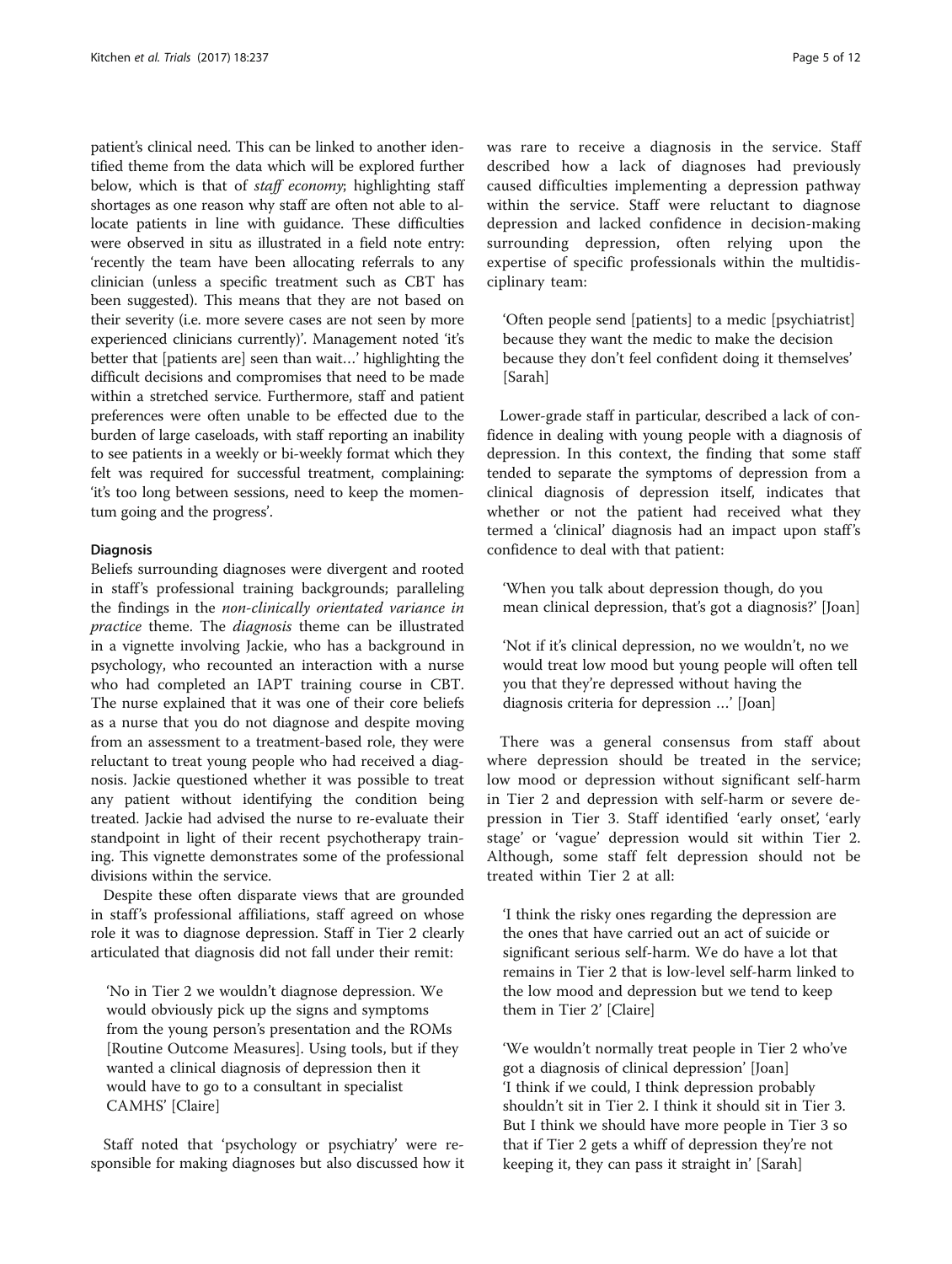patient's clinical need. This can be linked to another identified theme from the data which will be explored further below, which is that of *staff economy*; highlighting staff shortages as one reason why staff are often not able to allocate patients in line with guidance. These difficulties were observed in situ as illustrated in a field note entry: 'recently the team have been allocating referrals to any clinician (unless a specific treatment such as CBT has been suggested). This means that they are not based on their severity (i.e. more severe cases are not seen by more experienced clinicians currently)'. Management noted 'it's better that [patients are] seen than wait…' highlighting the difficult decisions and compromises that need to be made within a stretched service. Furthermore, staff and patient preferences were often unable to be effected due to the burden of large caseloads, with staff reporting an inability to see patients in a weekly or bi-weekly format which they felt was required for successful treatment, complaining: 'it's too long between sessions, need to keep the momentum going and the progress'.

### Diagnosis

Beliefs surrounding diagnoses were divergent and rooted in staff's professional training backgrounds; paralleling the findings in the *non-clinically orientated variance in practice* theme. The *diagnosis* theme can be illustrated in a vignette involving Jackie, who has a background in psychology, who recounted an interaction with a nurse who had completed an IAPT training course in CBT. The nurse explained that it was one of their core beliefs as a nurse that you do not diagnose and despite moving from an assessment to a treatment-based role, they were reluctant to treat young people who had received a diagnosis. Jackie questioned whether it was possible to treat any patient without identifying the condition being treated. Jackie had advised the nurse to re-evaluate their standpoint in light of their recent psychotherapy training. This vignette demonstrates some of the professional divisions within the service.

Despite these often disparate views that are grounded in staff's professional affiliations, staff agreed on whose role it was to diagnose depression. Staff in Tier 2 clearly articulated that diagnosis did not fall under their remit:

> 'No in Tier 2 we wouldn't diagnose depression. We would obviously pick up the signs and symptoms from the young person's presentation and the ROMs [Routine Outcome Measures]. Using tools, but if they wanted a clinical diagnosis of depression then it would have to go to a consultant in specialist CAMHS' [Claire]

Staff noted that 'psychology or psychiatry' were responsible for making diagnoses but also discussed how it was rare to receive a diagnosis in the service. Staff described how a lack of diagnoses had previously caused difficulties implementing a depression pathway within the service. Staff were reluctant to diagnose depression and lacked confidence in decision-making surrounding depression, often relying upon the expertise of specific professionals within the multidisciplinary team:

> 'Often people send [patients] to a medic [psychiatrist] because they want the medic to make the decision because they don't feel confident doing it themselves' [Sarah]

Lower-grade staff in particular, described a lack of confidence in dealing with young people with a diagnosis of depression. In this context, the finding that some staff tended to separate the symptoms of depression from a clinical diagnosis of depression itself, indicates that whether or not the patient had received what they termed a 'clinical' diagnosis had an impact upon staff's confidence to deal with that patient:

> 'When you talk about depression though, do you mean clinical depression, that's got a diagnosis?' [Joan]

> 'Not if it's clinical depression, no we wouldn't, no we would treat low mood but young people will often tell you that they're depressed without having the diagnosis criteria for depression …' [Joan]

There was a general consensus from staff about where depression should be treated in the service; low mood or depression without significant self-harm in Tier 2 and depression with self-harm or severe depression in Tier 3. Staff identified 'early onset', 'early stage' or 'vague' depression would sit within Tier 2. Although, some staff felt depression should not be treated within Tier 2 at all:

> 'I think the risky ones regarding the depression are the ones that have carried out an act of suicide or significant serious self-harm. We do have a lot that remains in Tier 2 that is low-level self-harm linked to the low mood and depression but we tend to keep them in Tier 2' [Claire]

> 'We wouldn't normally treat people in Tier 2 who've got a diagnosis of clinical depression' [Joan]
> 'I think if we could, I think depression probably shouldn't sit in Tier 2. I think it should sit in Tier 3. But I think we should have more people in Tier 3 so that if Tier 2 gets a whiff of depression they're not keeping it, they can pass it straight in' [Sarah]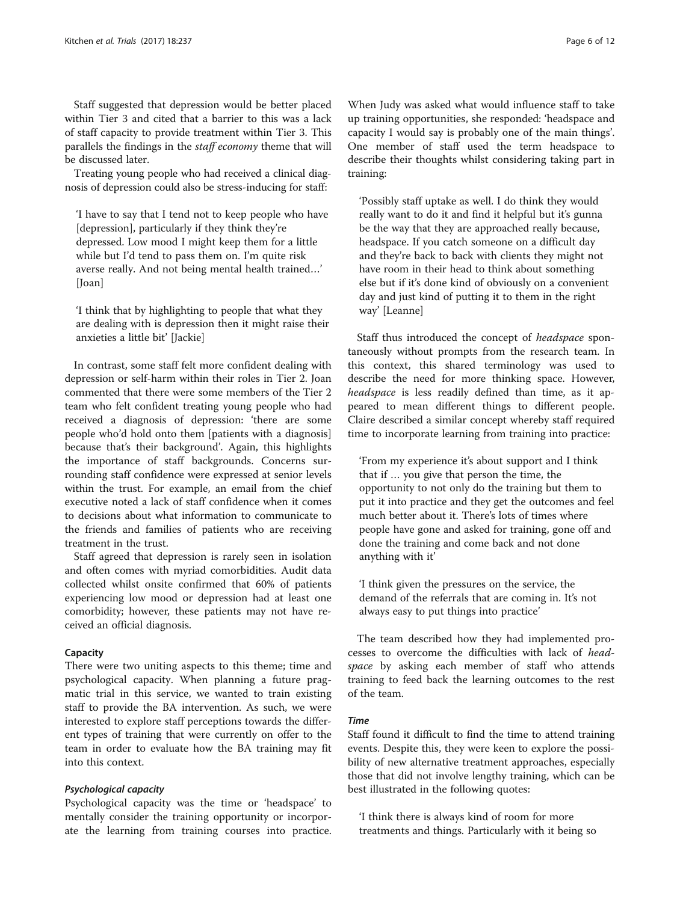Staff suggested that depression would be better placed within Tier 3 and cited that a barrier to this was a lack of staff capacity to provide treatment within Tier 3. This parallels the findings in the *staff economy* theme that will be discussed later.

Treating young people who had received a clinical diagnosis of depression could also be stress-inducing for staff:

> 'I have to say that I tend not to keep people who have [depression], particularly if they think they're depressed. Low mood I might keep them for a little while but I'd tend to pass them on. I'm quite risk averse really. And not being mental health trained…' [Joan]

> 'I think that by highlighting to people that what they are dealing with is depression then it might raise their anxieties a little bit' [Jackie]

In contrast, some staff felt more confident dealing with depression or self-harm within their roles in Tier 2. Joan commented that there were some members of the Tier 2 team who felt confident treating young people who had received a diagnosis of depression: 'there are some people who'd hold onto them [patients with a diagnosis] because that's their background'. Again, this highlights the importance of staff backgrounds. Concerns surrounding staff confidence were expressed at senior levels within the trust. For example, an email from the chief executive noted a lack of staff confidence when it comes to decisions about what information to communicate to the friends and families of patients who are receiving treatment in the trust.

Staff agreed that depression is rarely seen in isolation and often comes with myriad comorbidities. Audit data collected whilst onsite confirmed that 60% of patients experiencing low mood or depression had at least one comorbidity; however, these patients may not have received an official diagnosis.

#### Capacity

There were two uniting aspects to this theme; time and psychological capacity. When planning a future pragmatic trial in this service, we wanted to train existing staff to provide the BA intervention. As such, we were interested to explore staff perceptions towards the different types of training that were currently on offer to the team in order to evaluate how the BA training may fit into this context.

##### *Psychological capacity*

Psychological capacity was the time or 'headspace' to mentally consider the training opportunity or incorporate the learning from training courses into practice. When Judy was asked what would influence staff to take up training opportunities, she responded: 'headspace and capacity I would say is probably one of the main things'. One member of staff used the term headspace to describe their thoughts whilst considering taking part in training:

> 'Possibly staff uptake as well. I do think they would really want to do it and find it helpful but it's gunna be the way that they are approached really because, headspace. If you catch someone on a difficult day and they're back to back with clients they might not have room in their head to think about something else but if it's done kind of obviously on a convenient day and just kind of putting it to them in the right way' [Leanne]

Staff thus introduced the concept of *headspace* spontaneously without prompts from the research team. In this context, this shared terminology was used to describe the need for more thinking space. However, *headspace* is less readily defined than time, as it appeared to mean different things to different people. Claire described a similar concept whereby staff required time to incorporate learning from training into practice:

> 'From my experience it's about support and I think that if … you give that person the time, the opportunity to not only do the training but them to put it into practice and they get the outcomes and feel much better about it. There's lots of times where people have gone and asked for training, gone off and done the training and come back and not done anything with it'

> 'I think given the pressures on the service, the demand of the referrals that are coming in. It's not always easy to put things into practice'

The team described how they had implemented processes to overcome the difficulties with lack of *headspace* by asking each member of staff who attends training to feed back the learning outcomes to the rest of the team.

##### *Time*

Staff found it difficult to find the time to attend training events. Despite this, they were keen to explore the possibility of new alternative treatment approaches, especially those that did not involve lengthy training, which can be best illustrated in the following quotes:

> 'I think there is always kind of room for more treatments and things. Particularly with it being so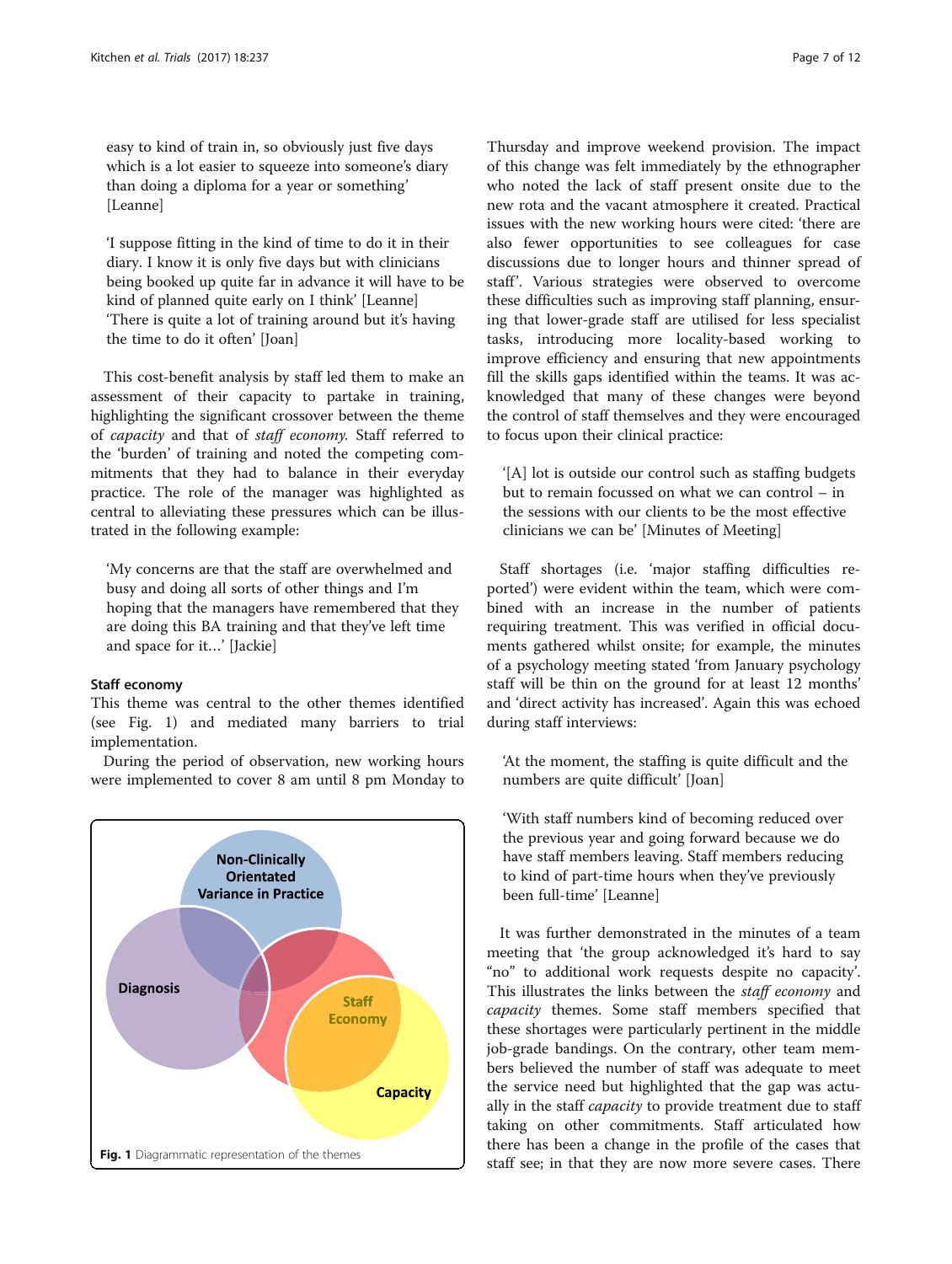easy to kind of train in, so obviously just five days which is a lot easier to squeeze into someone's diary than doing a diploma for a year or something' [Leanne]

'I suppose fitting in the kind of time to do it in their diary. I know it is only five days but with clinicians being booked up quite far in advance it will have to be kind of planned quite early on I think' [Leanne]
'There is quite a lot of training around but it's having the time to do it often' [Joan]

This cost-benefit analysis by staff led them to make an assessment of their capacity to partake in training, highlighting the significant crossover between the theme of *capacity* and that of *staff economy*. Staff referred to the 'burden' of training and noted the competing commitments that they had to balance in their everyday practice. The role of the manager was highlighted as central to alleviating these pressures which can be illustrated in the following example:

'My concerns are that the staff are overwhelmed and busy and doing all sorts of other things and I'm hoping that the managers have remembered that they are doing this BA training and that they've left time and space for it…' [Jackie]

#### Staff economy

This theme was central to the other themes identified (see Fig. 1) and mediated many barriers to trial implementation.

During the period of observation, new working hours were implemented to cover 8 am until 8 pm Monday to Thursday and improve weekend provision. The impact of this change was felt immediately by the ethnographer who noted the lack of staff present onsite due to the new rota and the vacant atmosphere it created. Practical issues with the new working hours were cited: 'there are also fewer opportunities to see colleagues for case discussions due to longer hours and thinner spread of staff'. Various strategies were observed to overcome these difficulties such as improving staff planning, ensuring that lower-grade staff are utilised for less specialist tasks, introducing more locality-based working to improve efficiency and ensuring that new appointments fill the skills gaps identified within the teams. It was acknowledged that many of these changes were beyond the control of staff themselves and they were encouraged to focus upon their clinical practice:

'[A] lot is outside our control such as staffing budgets but to remain focussed on what we can control – in the sessions with our clients to be the most effective clinicians we can be' [Minutes of Meeting]

Fig. 1 Diagrammatic representation of the themes

Staff shortages (i.e. 'major staffing difficulties reported') were evident within the team, which were combined with an increase in the number of patients requiring treatment. This was verified in official documents gathered whilst onsite; for example, the minutes of a psychology meeting stated 'from January psychology staff will be thin on the ground for at least 12 months' and 'direct activity has increased'. Again this was echoed during staff interviews:

'At the moment, the staffing is quite difficult and the numbers are quite difficult' [Joan]

'With staff numbers kind of becoming reduced over the previous year and going forward because we do have staff members leaving. Staff members reducing to kind of part-time hours when they've previously been full-time' [Leanne]

It was further demonstrated in the minutes of a team meeting that 'the group acknowledged it's hard to say "no" to additional work requests despite no capacity'. This illustrates the links between the *staff economy* and *capacity* themes. Some staff members specified that these shortages were particularly pertinent in the middle job-grade bandings. On the contrary, other team members believed the number of staff was adequate to meet the service need but highlighted that the gap was actually in the staff *capacity* to provide treatment due to staff taking on other commitments. Staff articulated how there has been a change in the profile of the cases that staff see; in that they are now more severe cases. There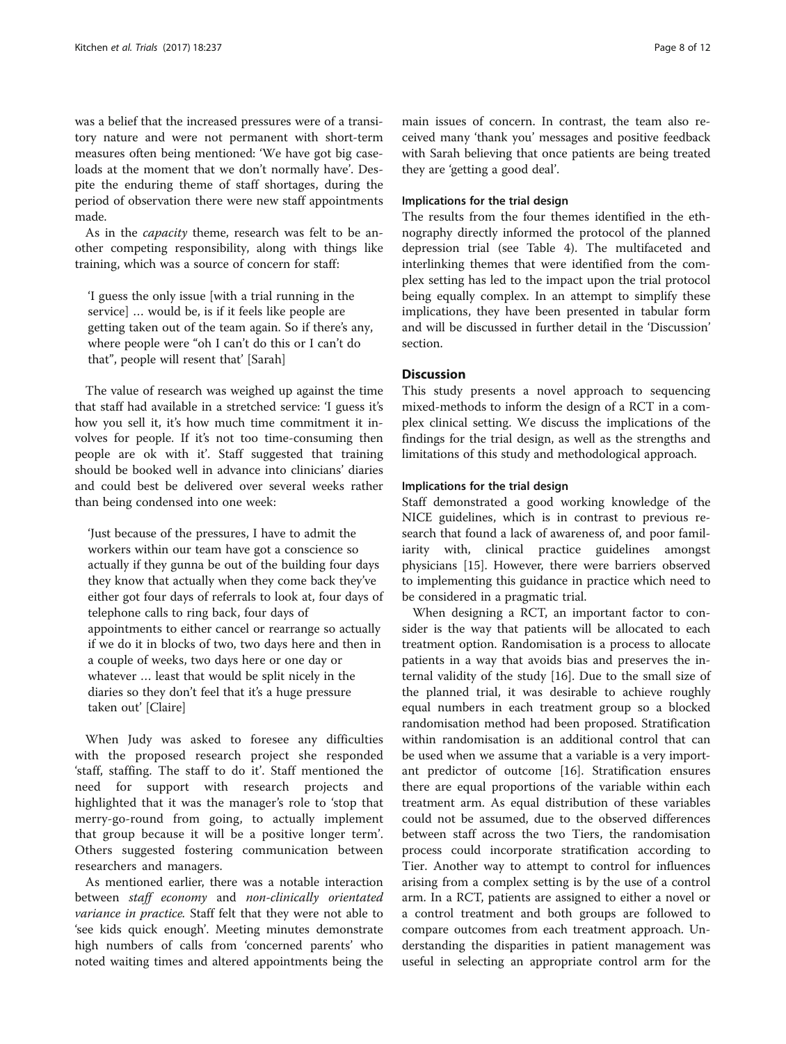was a belief that the increased pressures were of a transitory nature and were not permanent with short-term measures often being mentioned: 'We have got big caseloads at the moment that we don't normally have'. Despite the enduring theme of staff shortages, during the period of observation there were new staff appointments made.

As in the *capacity* theme, research was felt to be another competing responsibility, along with things like training, which was a source of concern for staff:

> 'I guess the only issue [with a trial running in the service] … would be, is if it feels like people are getting taken out of the team again. So if there's any, where people were "oh I can't do this or I can't do that", people will resent that' [Sarah]

The value of research was weighed up against the time that staff had available in a stretched service: 'I guess it's how you sell it, it's how much time commitment it involves for people. If it's not too time-consuming then people are ok with it'. Staff suggested that training should be booked well in advance into clinicians' diaries and could best be delivered over several weeks rather than being condensed into one week:

> 'Just because of the pressures, I have to admit the workers within our team have got a conscience so actually if they gunna be out of the building four days they know that actually when they come back they've either got four days of referrals to look at, four days of telephone calls to ring back, four days of appointments to either cancel or rearrange so actually if we do it in blocks of two, two days here and then in a couple of weeks, two days here or one day or whatever … least that would be split nicely in the diaries so they don't feel that it's a huge pressure taken out' [Claire]

When Judy was asked to foresee any difficulties with the proposed research project she responded 'staff, staffing. The staff to do it'. Staff mentioned the need for support with research projects and highlighted that it was the manager's role to 'stop that merry-go-round from going, to actually implement that group because it will be a positive longer term'. Others suggested fostering communication between researchers and managers.

As mentioned earlier, there was a notable interaction between *staff economy* and *non-clinically orientated variance in practice*. Staff felt that they were not able to 'see kids quick enough'. Meeting minutes demonstrate high numbers of calls from 'concerned parents' who noted waiting times and altered appointments being the main issues of concern. In contrast, the team also received many 'thank you' messages and positive feedback with Sarah believing that once patients are being treated they are 'getting a good deal'.

### Implications for the trial design

The results from the four themes identified in the ethnography directly informed the protocol of the planned depression trial (see Table 4). The multifaceted and interlinking themes that were identified from the complex setting has led to the impact upon the trial protocol being equally complex. In an attempt to simplify these implications, they have been presented in tabular form and will be discussed in further detail in the 'Discussion' section.

## Discussion

This study presents a novel approach to sequencing mixed-methods to inform the design of a RCT in a complex clinical setting. We discuss the implications of the findings for the trial design, as well as the strengths and limitations of this study and methodological approach.

### Implications for the trial design

Staff demonstrated a good working knowledge of the NICE guidelines, which is in contrast to previous research that found a lack of awareness of, and poor familiarity with, clinical practice guidelines amongst physicians [15]. However, there were barriers observed to implementing this guidance in practice which need to be considered in a pragmatic trial.

When designing a RCT, an important factor to consider is the way that patients will be allocated to each treatment option. Randomisation is a process to allocate patients in a way that avoids bias and preserves the internal validity of the study [16]. Due to the small size of the planned trial, it was desirable to achieve roughly equal numbers in each treatment group so a blocked randomisation method had been proposed. Stratification within randomisation is an additional control that can be used when we assume that a variable is a very important predictor of outcome [16]. Stratification ensures there are equal proportions of the variable within each treatment arm. As equal distribution of these variables could not be assumed, due to the observed differences between staff across the two Tiers, the randomisation process could incorporate stratification according to Tier. Another way to attempt to control for influences arising from a complex setting is by the use of a control arm. In a RCT, patients are assigned to either a novel or a control treatment and both groups are followed to compare outcomes from each treatment approach. Understanding the disparities in patient management was useful in selecting an appropriate control arm for the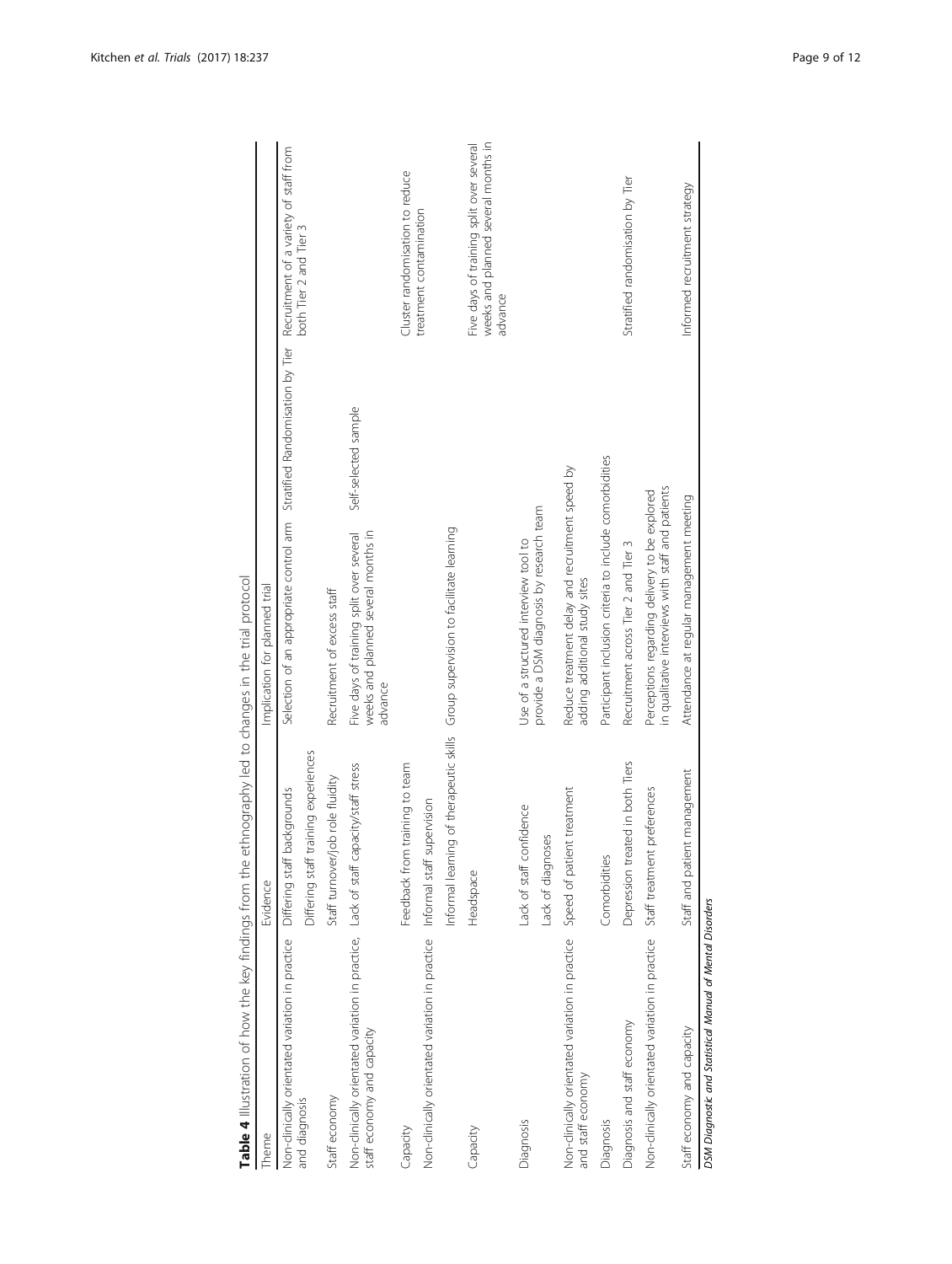**Table 4** Illustration of how the key findings from the ethnography led to changes in the trial protocol

| Theme | Evidence | Implication for planned trial | | |
|---|---|---|---|---|
| Non-clinically orientated variation in practice and diagnosis | Differing staff backgrounds | Selection of an appropriate control arm | Stratified Randomisation by Tier | Recruitment of a variety of staff from both Tier 2 and Tier 3 |
| | Differing staff training experiences | | | |
| Staff economy | Staff turnover/job role fluidity | Recruitment of excess staff | | |
| Non-clinically orientated variation in practice, staff economy and capacity | Lack of staff capacity/staff stress | Five days of training split over several weeks and planned several months in advance | Self-selected sample | |
| Capacity | Feedback from training to team | | | Cluster randomisation to reduce treatment contamination |
| Non-clinically orientated variation in practice | Informal staff supervision | | | |
| | Informal learning of therapeutic skills | Group supervision to facilitate learning | | |
| Capacity | Headspace | | | Five days of training split over several weeks and planned several months in advance |
| Diagnosis | Lack of staff confidence | Use of a structured interview tool to provide a DSM diagnosis by research team | | |
| | Lack of diagnoses | | | |
| Non-clinically orientated variation in practice and staff economy | Speed of patient treatment | Reduce treatment delay and recruitment speed by adding additional study sites | | |
| Diagnosis | Comorbidities | Participant inclusion criteria to include comorbidities | | |
| Diagnosis and staff economy | Depression treated in both Tiers | Recruitment across Tier 2 and Tier 3 | | Stratified randomisation by Tier |
| Non-clinically orientated variation in practice | Staff treatment preferences | Perceptions regarding delivery to be explored in qualitative interviews with staff and patients | | |
| Staff economy and capacity | Staff and patient management | Attendance at regular management meeting | | Informed recruitment strategy |

*DSM Diagnostic and Statistical Manual of Mental Disorders*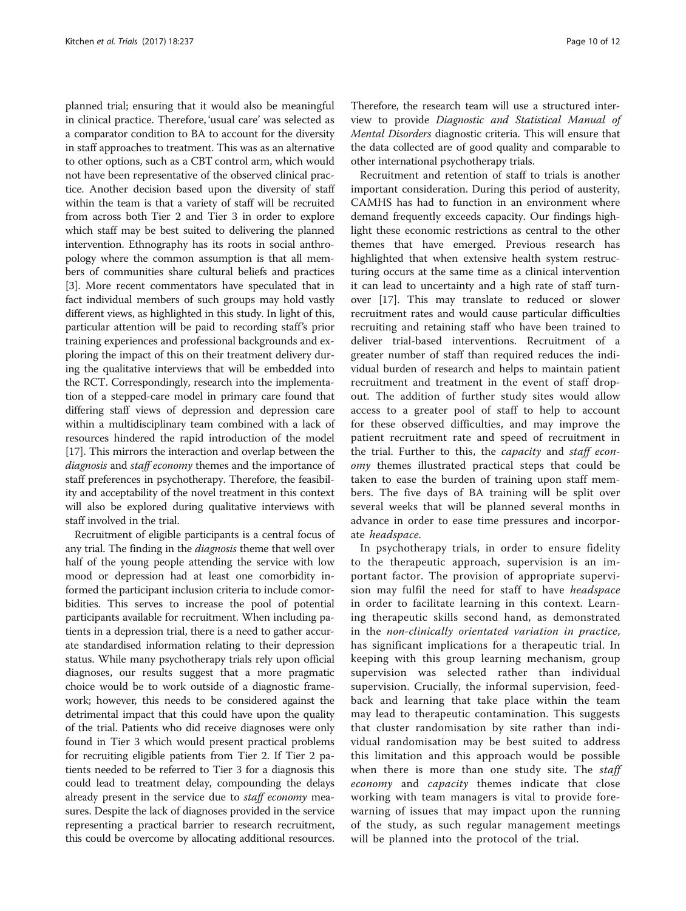planned trial; ensuring that it would also be meaningful in clinical practice. Therefore, 'usual care' was selected as a comparator condition to BA to account for the diversity in staff approaches to treatment. This was as an alternative to other options, such as a CBT control arm, which would not have been representative of the observed clinical practice. Another decision based upon the diversity of staff within the team is that a variety of staff will be recruited from across both Tier 2 and Tier 3 in order to explore which staff may be best suited to delivering the planned intervention. Ethnography has its roots in social anthropology where the common assumption is that all members of communities share cultural beliefs and practices [3]. More recent commentators have speculated that in fact individual members of such groups may hold vastly different views, as highlighted in this study. In light of this, particular attention will be paid to recording staff's prior training experiences and professional backgrounds and exploring the impact of this on their treatment delivery during the qualitative interviews that will be embedded into the RCT. Correspondingly, research into the implementation of a stepped-care model in primary care found that differing staff views of depression and depression care within a multidisciplinary team combined with a lack of resources hindered the rapid introduction of the model [17]. This mirrors the interaction and overlap between the *diagnosis* and *staff economy* themes and the importance of staff preferences in psychotherapy. Therefore, the feasibility and acceptability of the novel treatment in this context will also be explored during qualitative interviews with staff involved in the trial.

Recruitment of eligible participants is a central focus of any trial. The finding in the *diagnosis* theme that well over half of the young people attending the service with low mood or depression had at least one comorbidity informed the participant inclusion criteria to include comorbidities. This serves to increase the pool of potential participants available for recruitment. When including patients in a depression trial, there is a need to gather accurate standardised information relating to their depression status. While many psychotherapy trials rely upon official diagnoses, our results suggest that a more pragmatic choice would be to work outside of a diagnostic framework; however, this needs to be considered against the detrimental impact that this could have upon the quality of the trial. Patients who did receive diagnoses were only found in Tier 3 which would present practical problems for recruiting eligible patients from Tier 2. If Tier 2 patients needed to be referred to Tier 3 for a diagnosis this could lead to treatment delay, compounding the delays already present in the service due to *staff economy* measures. Despite the lack of diagnoses provided in the service representing a practical barrier to research recruitment, this could be overcome by allocating additional resources. Therefore, the research team will use a structured interview to provide *Diagnostic and Statistical Manual of Mental Disorders* diagnostic criteria. This will ensure that the data collected are of good quality and comparable to other international psychotherapy trials.

Recruitment and retention of staff to trials is another important consideration. During this period of austerity, CAMHS has had to function in an environment where demand frequently exceeds capacity. Our findings highlight these economic restrictions as central to the other themes that have emerged. Previous research has highlighted that when extensive health system restructuring occurs at the same time as a clinical intervention it can lead to uncertainty and a high rate of staff turnover [17]. This may translate to reduced or slower recruitment rates and would cause particular difficulties recruiting and retaining staff who have been trained to deliver trial-based interventions. Recruitment of a greater number of staff than required reduces the individual burden of research and helps to maintain patient recruitment and treatment in the event of staff dropout. The addition of further study sites would allow access to a greater pool of staff to help to account for these observed difficulties, and may improve the patient recruitment rate and speed of recruitment in the trial. Further to this, the *capacity* and *staff economy* themes illustrated practical steps that could be taken to ease the burden of training upon staff members. The five days of BA training will be split over several weeks that will be planned several months in advance in order to ease time pressures and incorporate *headspace*.

In psychotherapy trials, in order to ensure fidelity to the therapeutic approach, supervision is an important factor. The provision of appropriate supervision may fulfil the need for staff to have *headspace* in order to facilitate learning in this context. Learning therapeutic skills second hand, as demonstrated in the *non-clinically orientated variation in practice*, has significant implications for a therapeutic trial. In keeping with this group learning mechanism, group supervision was selected rather than individual supervision. Crucially, the informal supervision, feedback and learning that take place within the team may lead to therapeutic contamination. This suggests that cluster randomisation by site rather than individual randomisation may be best suited to address this limitation and this approach would be possible when there is more than one study site. The *staff economy* and *capacity* themes indicate that close working with team managers is vital to provide forewarning of issues that may impact upon the running of the study, as such regular management meetings will be planned into the protocol of the trial.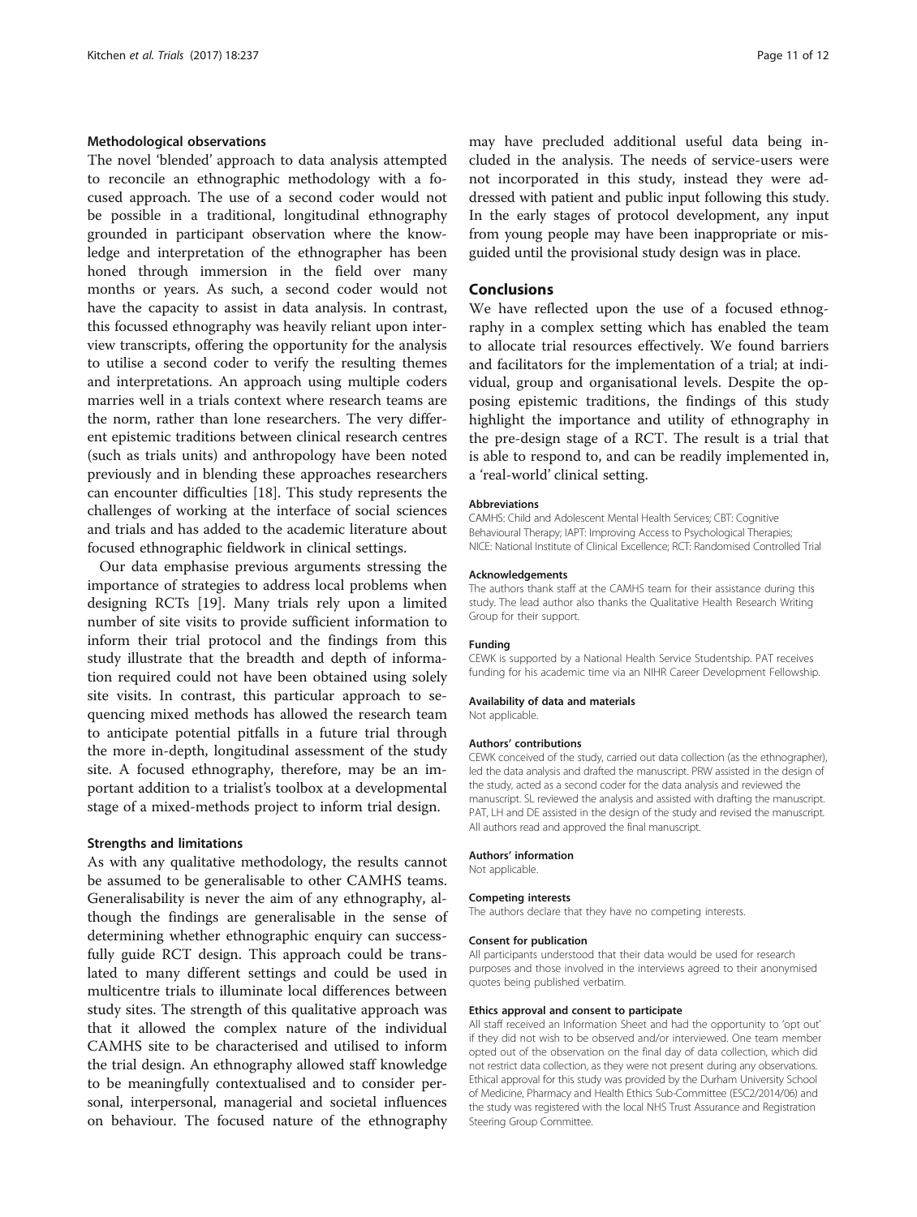### Methodological observations

The novel 'blended' approach to data analysis attempted to reconcile an ethnographic methodology with a focused approach. The use of a second coder would not be possible in a traditional, longitudinal ethnography grounded in participant observation where the knowledge and interpretation of the ethnographer has been honed through immersion in the field over many months or years. As such, a second coder would not have the capacity to assist in data analysis. In contrast, this focussed ethnography was heavily reliant upon interview transcripts, offering the opportunity for the analysis to utilise a second coder to verify the resulting themes and interpretations. An approach using multiple coders marries well in a trials context where research teams are the norm, rather than lone researchers. The very different epistemic traditions between clinical research centres (such as trials units) and anthropology have been noted previously and in blending these approaches researchers can encounter difficulties [18]. This study represents the challenges of working at the interface of social sciences and trials and has added to the academic literature about focused ethnographic fieldwork in clinical settings.

Our data emphasise previous arguments stressing the importance of strategies to address local problems when designing RCTs [19]. Many trials rely upon a limited number of site visits to provide sufficient information to inform their trial protocol and the findings from this study illustrate that the breadth and depth of information required could not have been obtained using solely site visits. In contrast, this particular approach to sequencing mixed methods has allowed the research team to anticipate potential pitfalls in a future trial through the more in-depth, longitudinal assessment of the study site. A focused ethnography, therefore, may be an important addition to a trialist's toolbox at a developmental stage of a mixed-methods project to inform trial design.

### Strengths and limitations

As with any qualitative methodology, the results cannot be assumed to be generalisable to other CAMHS teams. Generalisability is never the aim of any ethnography, although the findings are generalisable in the sense of determining whether ethnographic enquiry can successfully guide RCT design. This approach could be translated to many different settings and could be used in multicentre trials to illuminate local differences between study sites. The strength of this qualitative approach was that it allowed the complex nature of the individual CAMHS site to be characterised and utilised to inform the trial design. An ethnography allowed staff knowledge to be meaningfully contextualised and to consider personal, interpersonal, managerial and societal influences on behaviour. The focused nature of the ethnography may have precluded additional useful data being included in the analysis. The needs of service-users were not incorporated in this study, instead they were addressed with patient and public input following this study. In the early stages of protocol development, any input from young people may have been inappropriate or misguided until the provisional study design was in place.

## Conclusions

We have reflected upon the use of a focused ethnography in a complex setting which has enabled the team to allocate trial resources effectively. We found barriers and facilitators for the implementation of a trial; at individual, group and organisational levels. Despite the opposing epistemic traditions, the findings of this study highlight the importance and utility of ethnography in the pre-design stage of a RCT. The result is a trial that is able to respond to, and can be readily implemented in, a 'real-world' clinical setting.

#### Abbreviations

CAMHS: Child and Adolescent Mental Health Services; CBT: Cognitive Behavioural Therapy; IAPT: Improving Access to Psychological Therapies; NICE: National Institute of Clinical Excellence; RCT: Randomised Controlled Trial

#### Acknowledgements

The authors thank staff at the CAMHS team for their assistance during this study. The lead author also thanks the Qualitative Health Research Writing Group for their support.

#### Funding

CEWK is supported by a National Health Service Studentship. PAT receives funding for his academic time via an NIHR Career Development Fellowship.

#### Availability of data and materials

Not applicable.

#### Authors' contributions

CEWK conceived of the study, carried out data collection (as the ethnographer), led the data analysis and drafted the manuscript. PRW assisted in the design of the study, acted as a second coder for the data analysis and reviewed the manuscript. SL reviewed the analysis and assisted with drafting the manuscript. PAT, LH and DE assisted in the design of the study and revised the manuscript. All authors read and approved the final manuscript.

#### Authors' information

Not applicable.

#### Competing interests

The authors declare that they have no competing interests.

#### Consent for publication

All participants understood that their data would be used for research purposes and those involved in the interviews agreed to their anonymised quotes being published verbatim.

#### Ethics approval and consent to participate

All staff received an Information Sheet and had the opportunity to 'opt out' if they did not wish to be observed and/or interviewed. One team member opted out of the observation on the final day of data collection, which did not restrict data collection, as they were not present during any observations. Ethical approval for this study was provided by the Durham University School of Medicine, Pharmacy and Health Ethics Sub-Committee (ESC2/2014/06) and the study was registered with the local NHS Trust Assurance and Registration Steering Group Committee.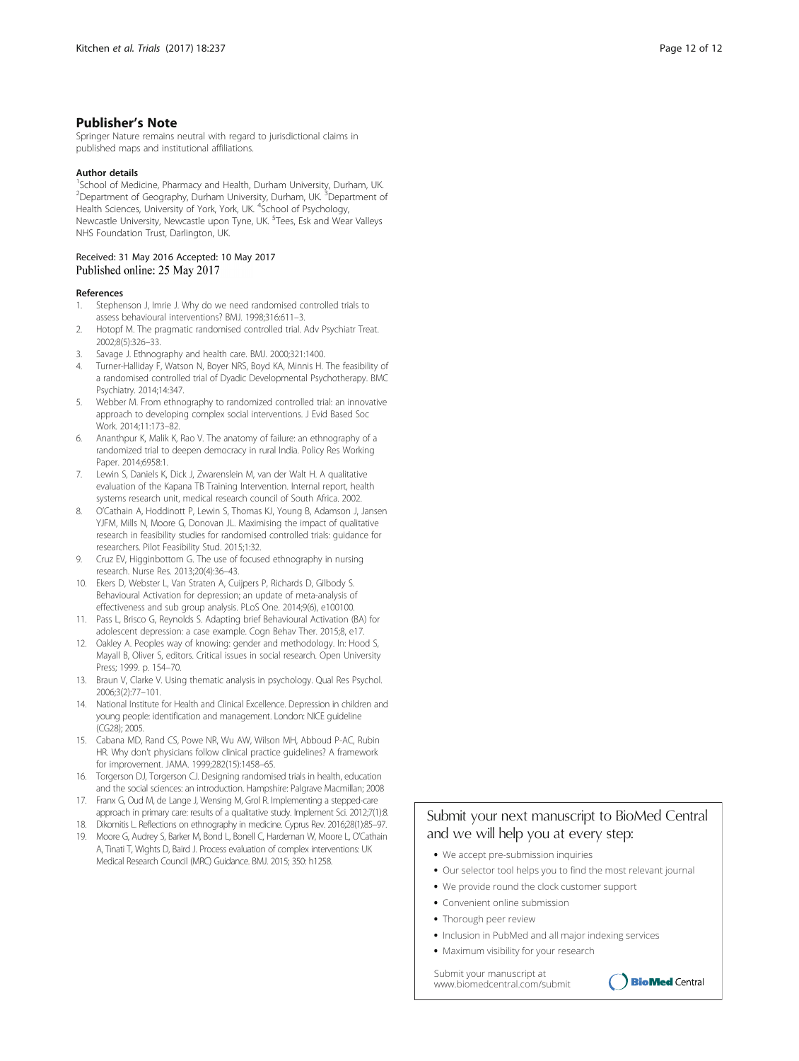## Publisher's Note

Springer Nature remains neutral with regard to jurisdictional claims in published maps and institutional affiliations.

### Author details

[1]School of Medicine, Pharmacy and Health, Durham University, Durham, UK. [2]Department of Geography, Durham University, Durham, UK. [3]Department of Health Sciences, University of York, York, UK. [4]School of Psychology, Newcastle University, Newcastle upon Tyne, UK. [5]Tees, Esk and Wear Valleys NHS Foundation Trust, Darlington, UK.

Received: 31 May 2016 Accepted: 10 May 2017
Published online: 25 May 2017

### References

1. Stephenson J, Imrie J. Why do we need randomised controlled trials to assess behavioural interventions? BMJ. 1998;316:611–3.
2. Hotopf M. The pragmatic randomised controlled trial. Adv Psychiatr Treat. 2002;8(5):326–33.
3. Savage J. Ethnography and health care. BMJ. 2000;321:1400.
4. Turner-Halliday F, Watson N, Boyer NRS, Boyd KA, Minnis H. The feasibility of a randomised controlled trial of Dyadic Developmental Psychotherapy. BMC Psychiatry. 2014;14:347.
5. Webber M. From ethnography to randomized controlled trial: an innovative approach to developing complex social interventions. J Evid Based Soc Work. 2014;11:173–82.
6. Ananthpur K, Malik K, Rao V. The anatomy of failure: an ethnography of a randomized trial to deepen democracy in rural India. Policy Res Working Paper. 2014;6958:1.
7. Lewin S, Daniels K, Dick J, Zwarenslein M, van der Walt H. A qualitative evaluation of the Kapana TB Training Intervention. Internal report, health systems research unit, medical research council of South Africa. 2002.
8. O'Cathain A, Hoddinott P, Lewin S, Thomas KJ, Young B, Adamson J, Jansen YJFM, Mills N, Moore G, Donovan JL. Maximising the impact of qualitative research in feasibility studies for randomised controlled trials: guidance for researchers. Pilot Feasibility Stud. 2015;1:32.
9. Cruz EV, Higginbottom G. The use of focused ethnography in nursing research. Nurse Res. 2013;20(4):36–43.
10. Ekers D, Webster L, Van Straten A, Cuijpers P, Richards D, Gilbody S. Behavioural Activation for depression; an update of meta-analysis of effectiveness and sub group analysis. PLoS One. 2014;9(6), e100100.
11. Pass L, Brisco G, Reynolds S. Adapting brief Behavioural Activation (BA) for adolescent depression: a case example. Cogn Behav Ther. 2015;8, e17.
12. Oakley A. Peoples way of knowing: gender and methodology. In: Hood S, Mayall B, Oliver S, editors. Critical issues in social research. Open University Press; 1999. p. 154–70.
13. Braun V, Clarke V. Using thematic analysis in psychology. Qual Res Psychol. 2006;3(2):77–101.
14. National Institute for Health and Clinical Excellence. Depression in children and young people: identification and management. London: NICE guideline (CG28); 2005.
15. Cabana MD, Rand CS, Powe NR, Wu AW, Wilson MH, Abboud P-AC, Rubin HR. Why don't physicians follow clinical practice guidelines? A framework for improvement. JAMA. 1999;282(15):1458–65.
16. Torgerson DJ, Torgerson CJ. Designing randomised trials in health, education and the social sciences: an introduction. Hampshire: Palgrave Macmillan; 2008
17. Franx G, Oud M, de Lange J, Wensing M, Grol R. Implementing a stepped-care approach in primary care: results of a qualitative study. Implement Sci. 2012;7(1):8.
18. Dikomitis L. Reflections on ethnography in medicine. Cyprus Rev. 2016;28(1):85–97.
19. Moore G, Audrey S, Barker M, Bond L, Bonell C, Hardeman W, Moore L, O'Cathain A, Tinati T, Wights D, Baird J. Process evaluation of complex interventions: UK Medical Research Council (MRC) Guidance. BMJ. 2015; 350: h1258.

Submit your next manuscript to BioMed Central and we will help you at every step:

- We accept pre-submission inquiries
- Our selector tool helps you to find the most relevant journal
- We provide round the clock customer support
- Convenient online submission
- Thorough peer review
- Inclusion in PubMed and all major indexing services
- Maximum visibility for your research

Submit your manuscript at www.biomedcentral.com/submit

BioMed Central